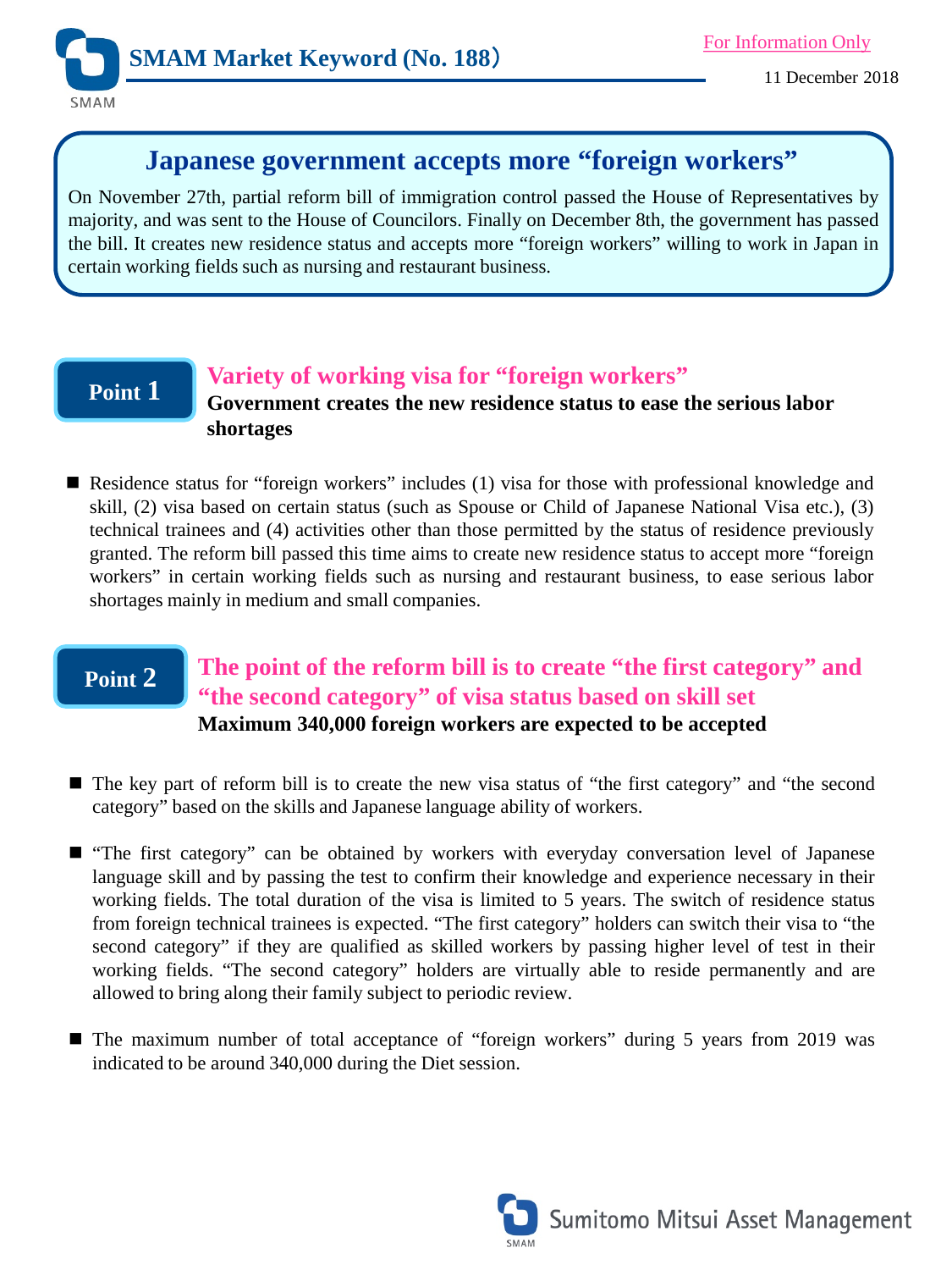SMAM Market Keyword (No. 188)

For Information Only

11 December 2018

# Japanese government accepts more "foreign workers"

On November 27th, partial reform bill of immigration control passed the House of Representatives by majority, and was sent to the House of Councilors. Finally on December 8th, the government has passed the bill. It creates new residence status and accepts more "foreign workers" willing to work in Japan in certain working fields such as nursing and restaurant business.

## Point 1

### Variety of working visa for "foreign workers"

**Government creates the new residence status to ease the serious labor shortages**

- Residence status for "foreign workers" includes (1) visa for those with professional knowledge and skill, (2) visa based on certain status (such as Spouse or Child of Japanese National Visa etc.), (3) technical trainees and (4) activities other than those permitted by the status of residence previously granted. The reform bill passed this time aims to create new residence status to accept more "foreign workers" in certain working fields such as nursing and restaurant business, to ease serious labor shortages mainly in medium and small companies.

## Point 2

### The point of the reform bill is to create "the first category" and "the second category" of visa status based on skill set

**Maximum 340,000 foreign workers are expected to be accepted**

- The key part of reform bill is to create the new visa status of "the first category" and "the second category" based on the skills and Japanese language ability of workers.

- "The first category" can be obtained by workers with everyday conversation level of Japanese language skill and by passing the test to confirm their knowledge and experience necessary in their working fields. The total duration of the visa is limited to 5 years. The switch of residence status from foreign technical trainees is expected. "The first category" holders can switch their visa to "the second category" if they are qualified as skilled workers by passing higher level of test in their working fields. "The second category" holders are virtually able to reside permanently and are allowed to bring along their family subject to periodic review.

- The maximum number of total acceptance of "foreign workers" during 5 years from 2019 was indicated to be around 340,000 during the Diet session.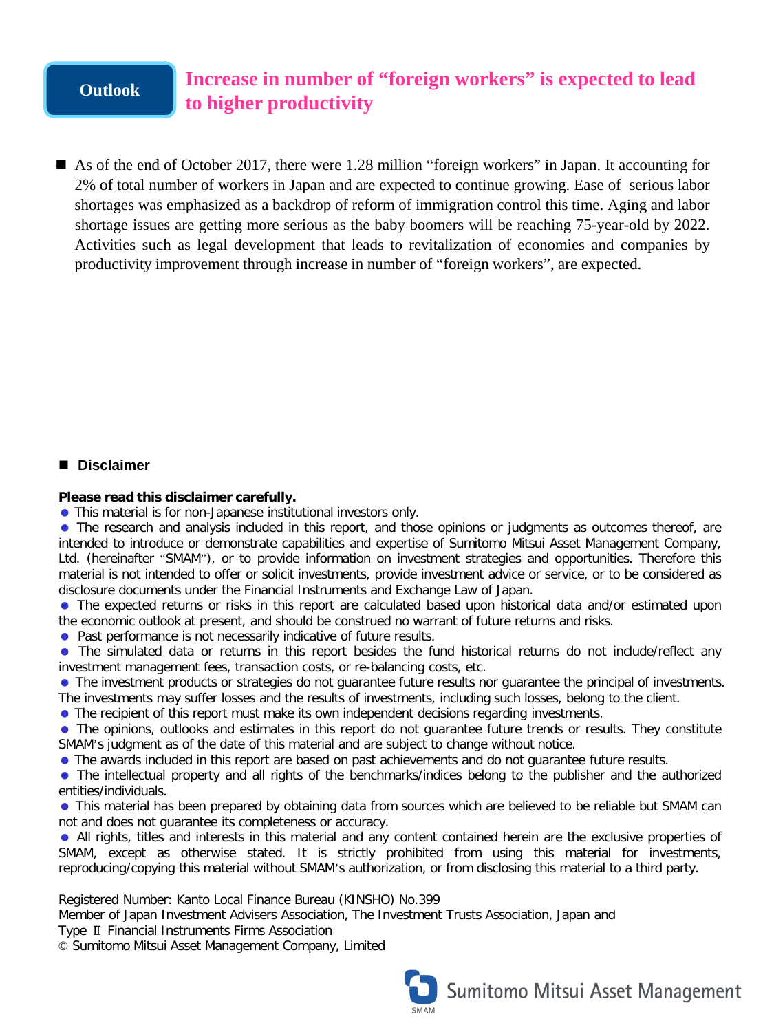## Outlook

## Increase in number of “foreign workers” is expected to lead to higher productivity

- As of the end of October 2017, there were 1.28 million “foreign workers” in Japan. It accounting for 2% of total number of workers in Japan and are expected to continue growing. Ease of serious labor shortages was emphasized as a backdrop of reform of immigration control this time. Aging and labor shortage issues are getting more serious as the baby boomers will be reaching 75-year-old by 2022. Activities such as legal development that leads to revitalization of economies and companies by productivity improvement through increase in number of “foreign workers”, are expected.

### Disclaimer

**Please read this disclaimer carefully.**

- This material is for non-Japanese institutional investors only.
- The research and analysis included in this report, and those opinions or judgments as outcomes thereof, are intended to introduce or demonstrate capabilities and expertise of Sumitomo Mitsui Asset Management Company, Ltd. (hereinafter “SMAM”), or to provide information on investment strategies and opportunities. Therefore this material is not intended to offer or solicit investments, provide investment advice or service, or to be considered as disclosure documents under the Financial Instruments and Exchange Law of Japan.
- The expected returns or risks in this report are calculated based upon historical data and/or estimated upon the economic outlook at present, and should be construed no warrant of future returns and risks.
- Past performance is not necessarily indicative of future results.
- The simulated data or returns in this report besides the fund historical returns do not include/reflect any investment management fees, transaction costs, or re-balancing costs, etc.
- The investment products or strategies do not guarantee future results nor guarantee the principal of investments. The investments may suffer losses and the results of investments, including such losses, belong to the client.
- The recipient of this report must make its own independent decisions regarding investments.
- The opinions, outlooks and estimates in this report do not guarantee future trends or results. They constitute SMAM’s judgment as of the date of this material and are subject to change without notice.
- The awards included in this report are based on past achievements and do not guarantee future results.
- The intellectual property and all rights of the benchmarks/indices belong to the publisher and the authorized entities/individuals.
- This material has been prepared by obtaining data from sources which are believed to be reliable but SMAM can not and does not guarantee its completeness or accuracy.
- All rights, titles and interests in this material and any content contained herein are the exclusive properties of SMAM, except as otherwise stated. It is strictly prohibited from using this material for investments, reproducing/copying this material without SMAM’s authorization, or from disclosing this material to a third party.

Registered Number: Kanto Local Finance Bureau (KINSHO) No.399
Member of Japan Investment Advisers Association, The Investment Trusts Association, Japan and Type Ⅱ Financial Instruments Firms Association
© Sumitomo Mitsui Asset Management Company, Limited

SMAM Sumitomo Mitsui Asset Management